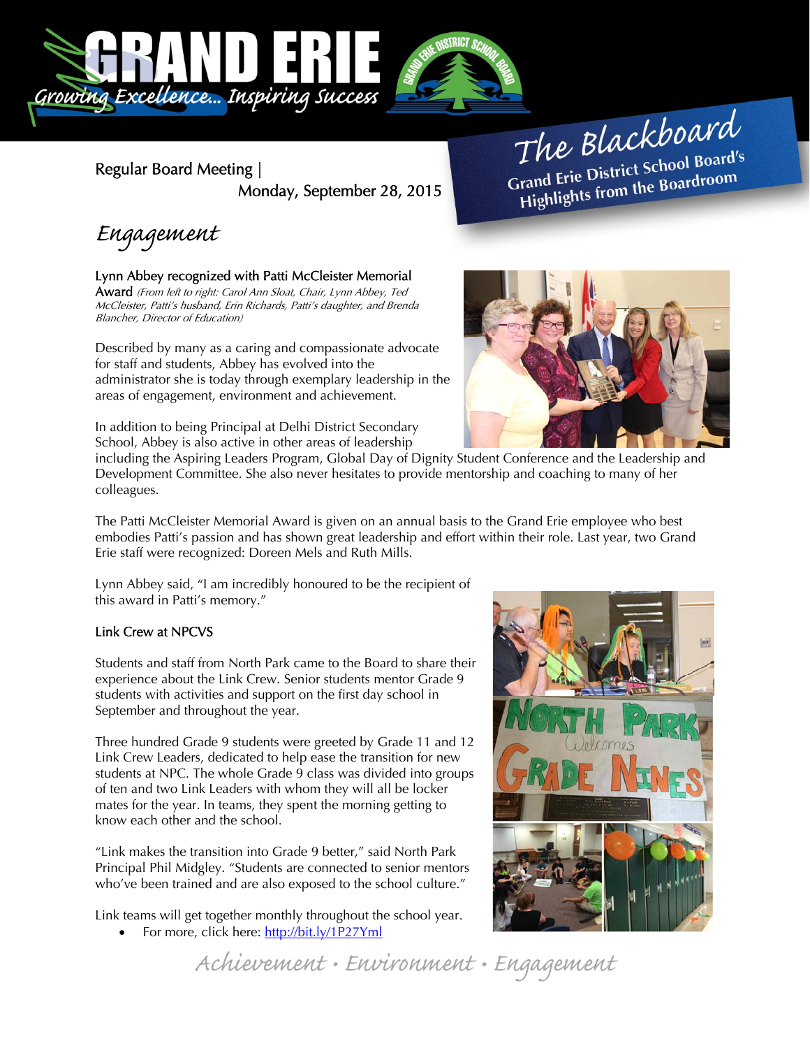# GRAND ERIE

*Growing Excellence... Inspiring Success*

**The Blackboard**
**Grand Erie District School Board's Highlights from the Boardroom**

Regular Board Meeting | Monday, September 28, 2015

## *Engagement*

### Lynn Abbey recognized with Patti McCleister Memorial Award

*(From left to right: Carol Ann Sloat, Chair, Lynn Abbey, Ted McCleister, Patti's husband, Erin Richards, Patti's daughter, and Brenda Blancher, Director of Education)*

Described by many as a caring and compassionate advocate for staff and students, Abbey has evolved into the administrator she is today through exemplary leadership in the areas of engagement, environment and achievement.

In addition to being Principal at Delhi District Secondary School, Abbey is also active in other areas of leadership including the Aspiring Leaders Program, Global Day of Dignity Student Conference and the Leadership and Development Committee. She also never hesitates to provide mentorship and coaching to many of her colleagues.

The Patti McCleister Memorial Award is given on an annual basis to the Grand Erie employee who best embodies Patti's passion and has shown great leadership and effort within their role. Last year, two Grand Erie staff were recognized: Doreen Mels and Ruth Mills.

Lynn Abbey said, "I am incredibly honoured to be the recipient of this award in Patti's memory."

### Link Crew at NPCVS

Students and staff from North Park came to the Board to share their experience about the Link Crew. Senior students mentor Grade 9 students with activities and support on the first day school in September and throughout the year.

Three hundred Grade 9 students were greeted by Grade 11 and 12 Link Crew Leaders, dedicated to help ease the transition for new students at NPC. The whole Grade 9 class was divided into groups of ten and two Link Leaders with whom they will all be locker mates for the year. In teams, they spent the morning getting to know each other and the school.

"Link makes the transition into Grade 9 better," said North Park Principal Phil Midgley. "Students are connected to senior mentors who've been trained and are also exposed to the school culture."

Link teams will get together monthly throughout the school year.

- For more, click here: http://bit.ly/1P27Yml

*Achievement • Environment • Engagement*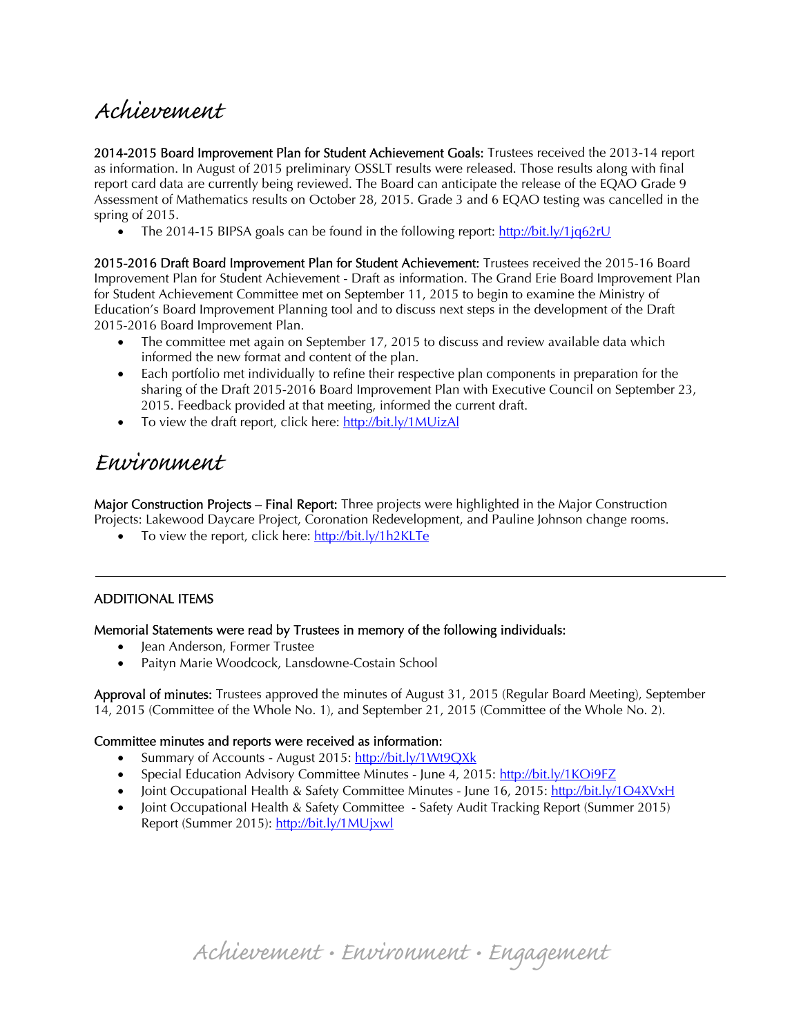# Achievement

**2014-2015 Board Improvement Plan for Student Achievement Goals:** Trustees received the 2013-14 report as information. In August of 2015 preliminary OSSLT results were released. Those results along with final report card data are currently being reviewed. The Board can anticipate the release of the EQAO Grade 9 Assessment of Mathematics results on October 28, 2015. Grade 3 and 6 EQAO testing was cancelled in the spring of 2015.

- The 2014-15 BIPSA goals can be found in the following report: http://bit.ly/1jq62rU

**2015-2016 Draft Board Improvement Plan for Student Achievement:** Trustees received the 2015-16 Board Improvement Plan for Student Achievement - Draft as information. The Grand Erie Board Improvement Plan for Student Achievement Committee met on September 11, 2015 to begin to examine the Ministry of Education's Board Improvement Planning tool and to discuss next steps in the development of the Draft 2015-2016 Board Improvement Plan.

- The committee met again on September 17, 2015 to discuss and review available data which informed the new format and content of the plan.
- Each portfolio met individually to refine their respective plan components in preparation for the sharing of the Draft 2015-2016 Board Improvement Plan with Executive Council on September 23, 2015. Feedback provided at that meeting, informed the current draft.
- To view the draft report, click here: http://bit.ly/1MUizAl

# Environment

**Major Construction Projects – Final Report:** Three projects were highlighted in the Major Construction Projects: Lakewood Daycare Project, Coronation Redevelopment, and Pauline Johnson change rooms.

- To view the report, click here: http://bit.ly/1h2KLTe

---

## ADDITIONAL ITEMS

**Memorial Statements were read by Trustees in memory of the following individuals:**

- Jean Anderson, Former Trustee
- Paityn Marie Woodcock, Lansdowne-Costain School

**Approval of minutes:** Trustees approved the minutes of August 31, 2015 (Regular Board Meeting), September 14, 2015 (Committee of the Whole No. 1), and September 21, 2015 (Committee of the Whole No. 2).

**Committee minutes and reports were received as information:**

- Summary of Accounts - August 2015: http://bit.ly/1Wt9QXk
- Special Education Advisory Committee Minutes - June 4, 2015: http://bit.ly/1KOi9FZ
- Joint Occupational Health & Safety Committee Minutes - June 16, 2015: http://bit.ly/1O4XVxH
- Joint Occupational Health & Safety Committee - Safety Audit Tracking Report (Summer 2015) Report (Summer 2015): http://bit.ly/1MUjxwl